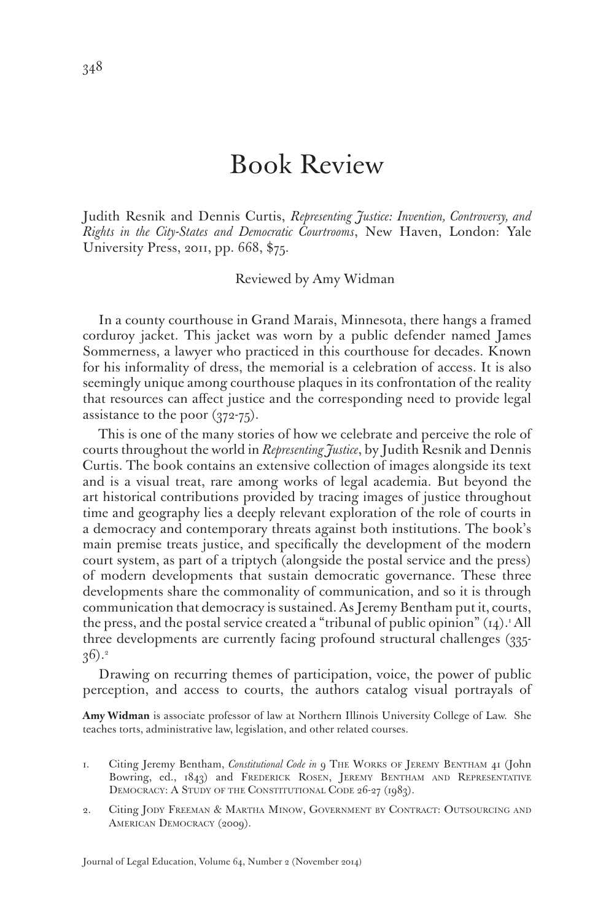# Book Review

Judith Resnik and Dennis Curtis, *Representing Justice: Invention, Controversy, and Rights in the City-States and Democratic Courtrooms*, New Haven, London: Yale University Press, 2011, pp. 668, $75.

Reviewed by Amy Widman

In a county courthouse in Grand Marais, Minnesota, there hangs a framed corduroy jacket. This jacket was worn by a public defender named James Sommerness, a lawyer who practiced in this courthouse for decades. Known for his informality of dress, the memorial is a celebration of access. It is also seemingly unique among courthouse plaques in its confrontation of the reality that resources can affect justice and the corresponding need to provide legal assistance to the poor (372-75).

This is one of the many stories of how we celebrate and perceive the role of courts throughout the world in *Representing Justice*, by Judith Resnik and Dennis Curtis. The book contains an extensive collection of images alongside its text and is a visual treat, rare among works of legal academia. But beyond the art historical contributions provided by tracing images of justice throughout time and geography lies a deeply relevant exploration of the role of courts in a democracy and contemporary threats against both institutions. The book's main premise treats justice, and specifically the development of the modern court system, as part of a triptych (alongside the postal service and the press) of modern developments that sustain democratic governance. These three developments share the commonality of communication, and so it is through communication that democracy is sustained. As Jeremy Bentham put it, courts, the press, and the postal service created a "tribunal of public opinion" (14).[1] All three developments are currently facing profound structural challenges (335-36).[2]

Drawing on recurring themes of participation, voice, the power of public perception, and access to courts, the authors catalog visual portrayals of

**Amy Widman** is associate professor of law at Northern Illinois University College of Law. She teaches torts, administrative law, legislation, and other related courses.

1. Citing Jeremy Bentham, *Constitutional Code in* 9 The Works of Jeremy Bentham 41 (John Bowring, ed., 1843) and Frederick Rosen, Jeremy Bentham and Representative Democracy: A Study of the Constitutional Code 26-27 (1983).

2. Citing Jody Freeman & Martha Minow, Government by Contract: Outsourcing and American Democracy (2009).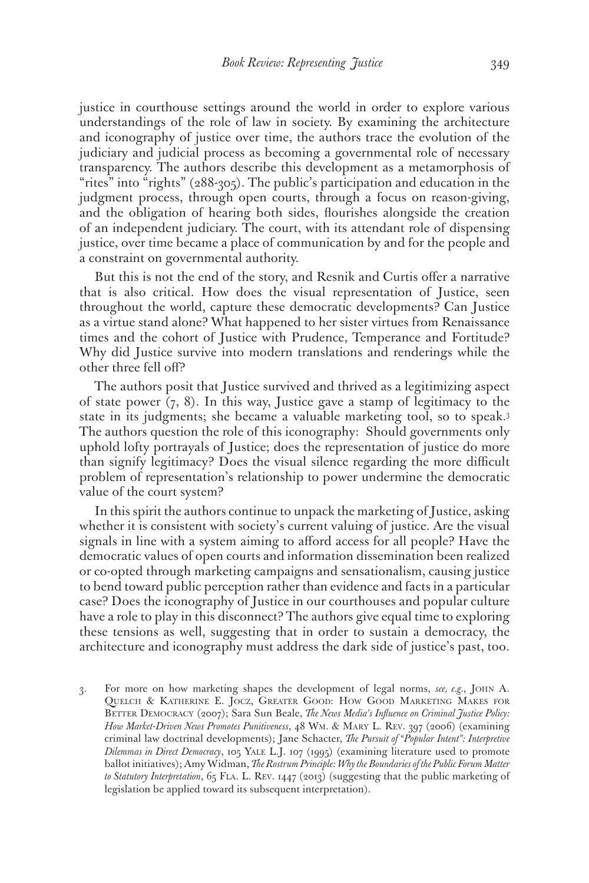justice in courthouse settings around the world in order to explore various understandings of the role of law in society. By examining the architecture and iconography of justice over time, the authors trace the evolution of the judiciary and judicial process as becoming a governmental role of necessary transparency. The authors describe this development as a metamorphosis of "rites" into "rights" (288-305). The public's participation and education in the judgment process, through open courts, through a focus on reason-giving, and the obligation of hearing both sides, flourishes alongside the creation of an independent judiciary. The court, with its attendant role of dispensing justice, over time became a place of communication by and for the people and a constraint on governmental authority.

But this is not the end of the story, and Resnik and Curtis offer a narrative that is also critical. How does the visual representation of Justice, seen throughout the world, capture these democratic developments? Can Justice as a virtue stand alone? What happened to her sister virtues from Renaissance times and the cohort of Justice with Prudence, Temperance and Fortitude? Why did Justice survive into modern translations and renderings while the other three fell off?

The authors posit that Justice survived and thrived as a legitimizing aspect of state power (7, 8). In this way, Justice gave a stamp of legitimacy to the state in its judgments; she became a valuable marketing tool, so to speak.[3] The authors question the role of this iconography: Should governments only uphold lofty portrayals of Justice; does the representation of justice do more than signify legitimacy? Does the visual silence regarding the more difficult problem of representation's relationship to power undermine the democratic value of the court system?

In this spirit the authors continue to unpack the marketing of Justice, asking whether it is consistent with society's current valuing of justice. Are the visual signals in line with a system aiming to afford access for all people? Have the democratic values of open courts and information dissemination been realized or co-opted through marketing campaigns and sensationalism, causing justice to bend toward public perception rather than evidence and facts in a particular case? Does the iconography of Justice in our courthouses and popular culture have a role to play in this disconnect? The authors give equal time to exploring these tensions as well, suggesting that in order to sustain a democracy, the architecture and iconography must address the dark side of justice's past, too.

3. For more on how marketing shapes the development of legal norms, *see, e.g.*, John A. Quelch & Katherine E. Jocz, Greater Good: How Good Marketing Makes for Better Democracy (2007); Sara Sun Beale, *The News Media's Influence on Criminal Justice Policy: How Market-Driven News Promotes Punitiveness*, 48 Wm. & Mary L. Rev. 397 (2006) (examining criminal law doctrinal developments); Jane Schacter, *The Pursuit of "Popular Intent": Interpretive Dilemmas in Direct Democracy*, 105 Yale L.J. 107 (1995) (examining literature used to promote ballot initiatives); Amy Widman, *The Rostrum Principle: Why the Boundaries of the Public Forum Matter to Statutory Interpretation*, 65 Fla. L. Rev. 1447 (2013) (suggesting that the public marketing of legislation be applied toward its subsequent interpretation).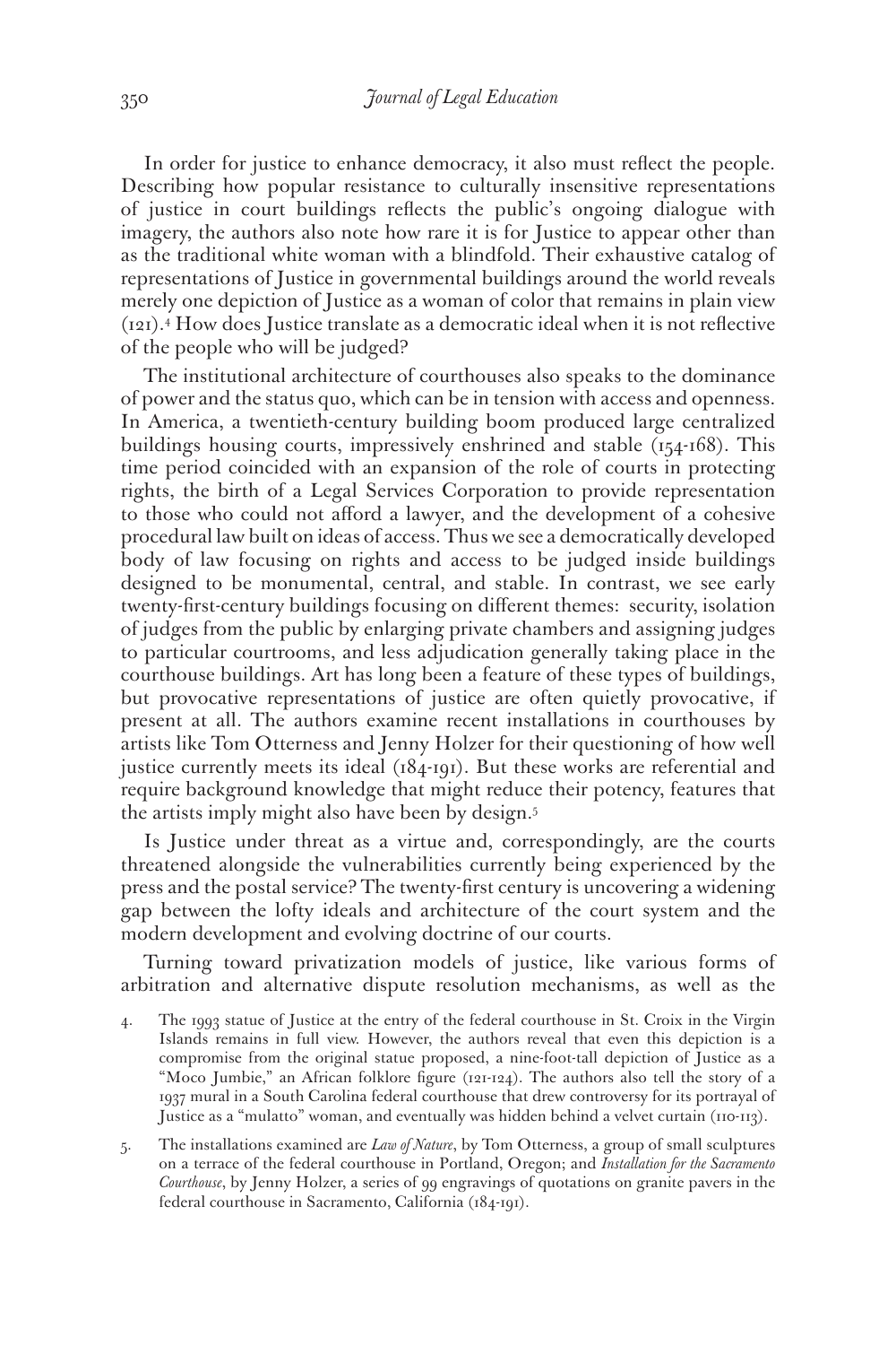In order for justice to enhance democracy, it also must reflect the people. Describing how popular resistance to culturally insensitive representations of justice in court buildings reflects the public's ongoing dialogue with imagery, the authors also note how rare it is for Justice to appear other than as the traditional white woman with a blindfold. Their exhaustive catalog of representations of Justice in governmental buildings around the world reveals merely one depiction of Justice as a woman of color that remains in plain view (121).[4] How does Justice translate as a democratic ideal when it is not reflective of the people who will be judged?

The institutional architecture of courthouses also speaks to the dominance of power and the status quo, which can be in tension with access and openness. In America, a twentieth-century building boom produced large centralized buildings housing courts, impressively enshrined and stable (154-168). This time period coincided with an expansion of the role of courts in protecting rights, the birth of a Legal Services Corporation to provide representation to those who could not afford a lawyer, and the development of a cohesive procedural law built on ideas of access. Thus we see a democratically developed body of law focusing on rights and access to be judged inside buildings designed to be monumental, central, and stable. In contrast, we see early twenty-first-century buildings focusing on different themes: security, isolation of judges from the public by enlarging private chambers and assigning judges to particular courtrooms, and less adjudication generally taking place in the courthouse buildings. Art has long been a feature of these types of buildings, but provocative representations of justice are often quietly provocative, if present at all. The authors examine recent installations in courthouses by artists like Tom Otterness and Jenny Holzer for their questioning of how well justice currently meets its ideal (184-191). But these works are referential and require background knowledge that might reduce their potency, features that the artists imply might also have been by design.[5]

Is Justice under threat as a virtue and, correspondingly, are the courts threatened alongside the vulnerabilities currently being experienced by the press and the postal service? The twenty-first century is uncovering a widening gap between the lofty ideals and architecture of the court system and the modern development and evolving doctrine of our courts.

Turning toward privatization models of justice, like various forms of arbitration and alternative dispute resolution mechanisms, as well as the

4. The 1993 statue of Justice at the entry of the federal courthouse in St. Croix in the Virgin Islands remains in full view. However, the authors reveal that even this depiction is a compromise from the original statue proposed, a nine-foot-tall depiction of Justice as a "Moco Jumbie," an African folklore figure (121-124). The authors also tell the story of a 1937 mural in a South Carolina federal courthouse that drew controversy for its portrayal of Justice as a "mulatto" woman, and eventually was hidden behind a velvet curtain (110-113).

5. The installations examined are *Law of Nature*, by Tom Otterness, a group of small sculptures on a terrace of the federal courthouse in Portland, Oregon; and *Installation for the Sacramento Courthouse*, by Jenny Holzer, a series of 99 engravings of quotations on granite pavers in the federal courthouse in Sacramento, California (184-191).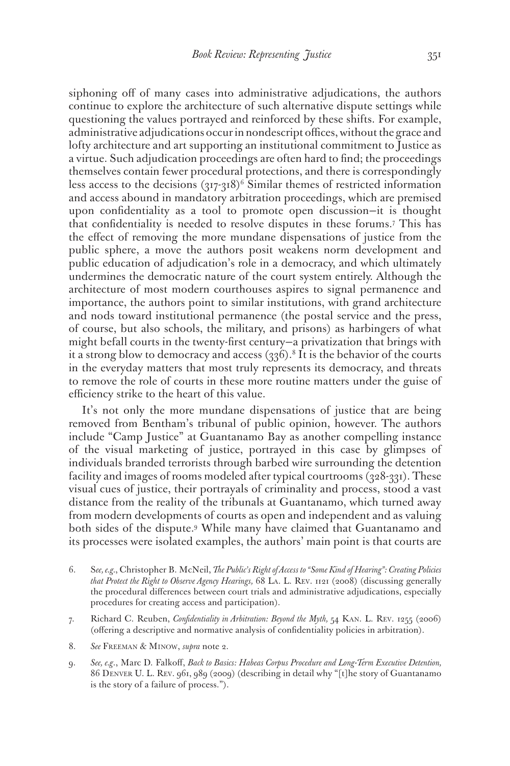siphoning off of many cases into administrative adjudications, the authors continue to explore the architecture of such alternative dispute settings while questioning the values portrayed and reinforced by these shifts. For example, administrative adjudications occur in nondescript offices, without the grace and lofty architecture and art supporting an institutional commitment to Justice as a virtue. Such adjudication proceedings are often hard to find; the proceedings themselves contain fewer procedural protections, and there is correspondingly less access to the decisions (317-318)[6] Similar themes of restricted information and access abound in mandatory arbitration proceedings, which are premised upon confidentiality as a tool to promote open discussion—it is thought that confidentiality is needed to resolve disputes in these forums.[7] This has the effect of removing the more mundane dispensations of justice from the public sphere, a move the authors posit weakens norm development and public education of adjudication's role in a democracy, and which ultimately undermines the democratic nature of the court system entirely. Although the architecture of most modern courthouses aspires to signal permanence and importance, the authors point to similar institutions, with grand architecture and nods toward institutional permanence (the postal service and the press, of course, but also schools, the military, and prisons) as harbingers of what might befall courts in the twenty-first century—a privatization that brings with it a strong blow to democracy and access (336).[8] It is the behavior of the courts in the everyday matters that most truly represents its democracy, and threats to remove the role of courts in these more routine matters under the guise of efficiency strike to the heart of this value.

It's not only the more mundane dispensations of justice that are being removed from Bentham's tribunal of public opinion, however. The authors include "Camp Justice" at Guantanamo Bay as another compelling instance of the visual marketing of justice, portrayed in this case by glimpses of individuals branded terrorists through barbed wire surrounding the detention facility and images of rooms modeled after typical courtrooms (328-331). These visual cues of justice, their portrayals of criminality and process, stood a vast distance from the reality of the tribunals at Guantanamo, which turned away from modern developments of courts as open and independent and as valuing both sides of the dispute.[9] While many have claimed that Guantanamo and its processes were isolated examples, the authors' main point is that courts are

6. S*ee, e.g.*, Christopher B. McNeil, *The Public's Right of Access to "Some Kind of Hearing": Creating Policies that Protect the Right to Observe Agency Hearings,* 68 La. L. Rev. 1121 (2008) (discussing generally the procedural differences between court trials and administrative adjudications, especially procedures for creating access and participation).

7. Richard C. Reuben, *Confidentiality in Arbitration: Beyond the Myth,* 54 Kan. L. Rev. 1255 (2006) (offering a descriptive and normative analysis of confidentiality policies in arbitration).

8. *See* Freeman & Minow, *supra* note 2.

9. *See, e.g.*, Marc D. Falkoff, *Back to Basics: Habeas Corpus Procedure and Long-Term Executive Detention,* 86 Denver U. L. Rev. 961, 989 (2009) (describing in detail why "[t]he story of Guantanamo is the story of a failure of process.").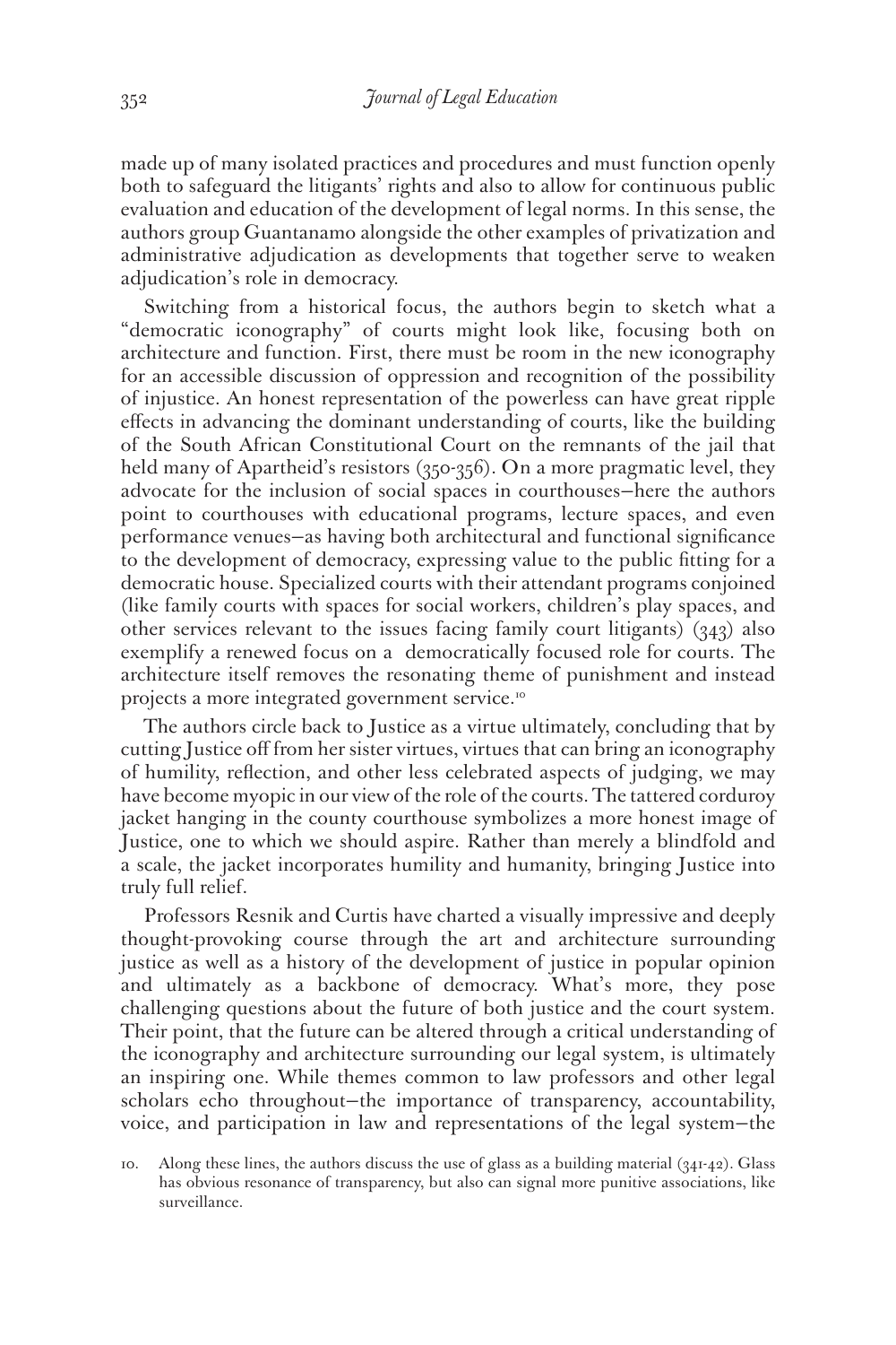made up of many isolated practices and procedures and must function openly both to safeguard the litigants' rights and also to allow for continuous public evaluation and education of the development of legal norms. In this sense, the authors group Guantanamo alongside the other examples of privatization and administrative adjudication as developments that together serve to weaken adjudication's role in democracy.

Switching from a historical focus, the authors begin to sketch what a "democratic iconography" of courts might look like, focusing both on architecture and function. First, there must be room in the new iconography for an accessible discussion of oppression and recognition of the possibility of injustice. An honest representation of the powerless can have great ripple effects in advancing the dominant understanding of courts, like the building of the South African Constitutional Court on the remnants of the jail that held many of Apartheid's resistors (350-356). On a more pragmatic level, they advocate for the inclusion of social spaces in courthouses—here the authors point to courthouses with educational programs, lecture spaces, and even performance venues—as having both architectural and functional significance to the development of democracy, expressing value to the public fitting for a democratic house. Specialized courts with their attendant programs conjoined (like family courts with spaces for social workers, children's play spaces, and other services relevant to the issues facing family court litigants) (343) also exemplify a renewed focus on a democratically focused role for courts. The architecture itself removes the resonating theme of punishment and instead projects a more integrated government service.[10]

The authors circle back to Justice as a virtue ultimately, concluding that by cutting Justice off from her sister virtues, virtues that can bring an iconography of humility, reflection, and other less celebrated aspects of judging, we may have become myopic in our view of the role of the courts. The tattered corduroy jacket hanging in the county courthouse symbolizes a more honest image of Justice, one to which we should aspire. Rather than merely a blindfold and a scale, the jacket incorporates humility and humanity, bringing Justice into truly full relief.

Professors Resnik and Curtis have charted a visually impressive and deeply thought-provoking course through the art and architecture surrounding justice as well as a history of the development of justice in popular opinion and ultimately as a backbone of democracy. What's more, they pose challenging questions about the future of both justice and the court system. Their point, that the future can be altered through a critical understanding of the iconography and architecture surrounding our legal system, is ultimately an inspiring one. While themes common to law professors and other legal scholars echo throughout—the importance of transparency, accountability, voice, and participation in law and representations of the legal system—the

10. Along these lines, the authors discuss the use of glass as a building material (341-42). Glass has obvious resonance of transparency, but also can signal more punitive associations, like surveillance.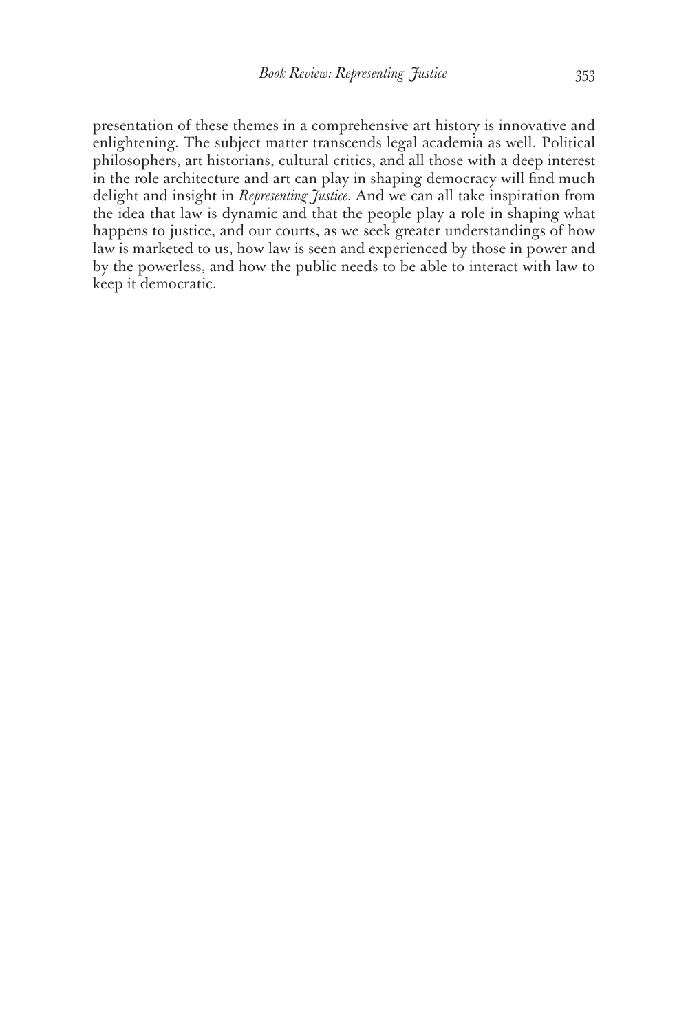presentation of these themes in a comprehensive art history is innovative and enlightening. The subject matter transcends legal academia as well. Political philosophers, art historians, cultural critics, and all those with a deep interest in the role architecture and art can play in shaping democracy will find much delight and insight in *Representing Justice*. And we can all take inspiration from the idea that law is dynamic and that the people play a role in shaping what happens to justice, and our courts, as we seek greater understandings of how law is marketed to us, how law is seen and experienced by those in power and by the powerless, and how the public needs to be able to interact with law to keep it democratic.